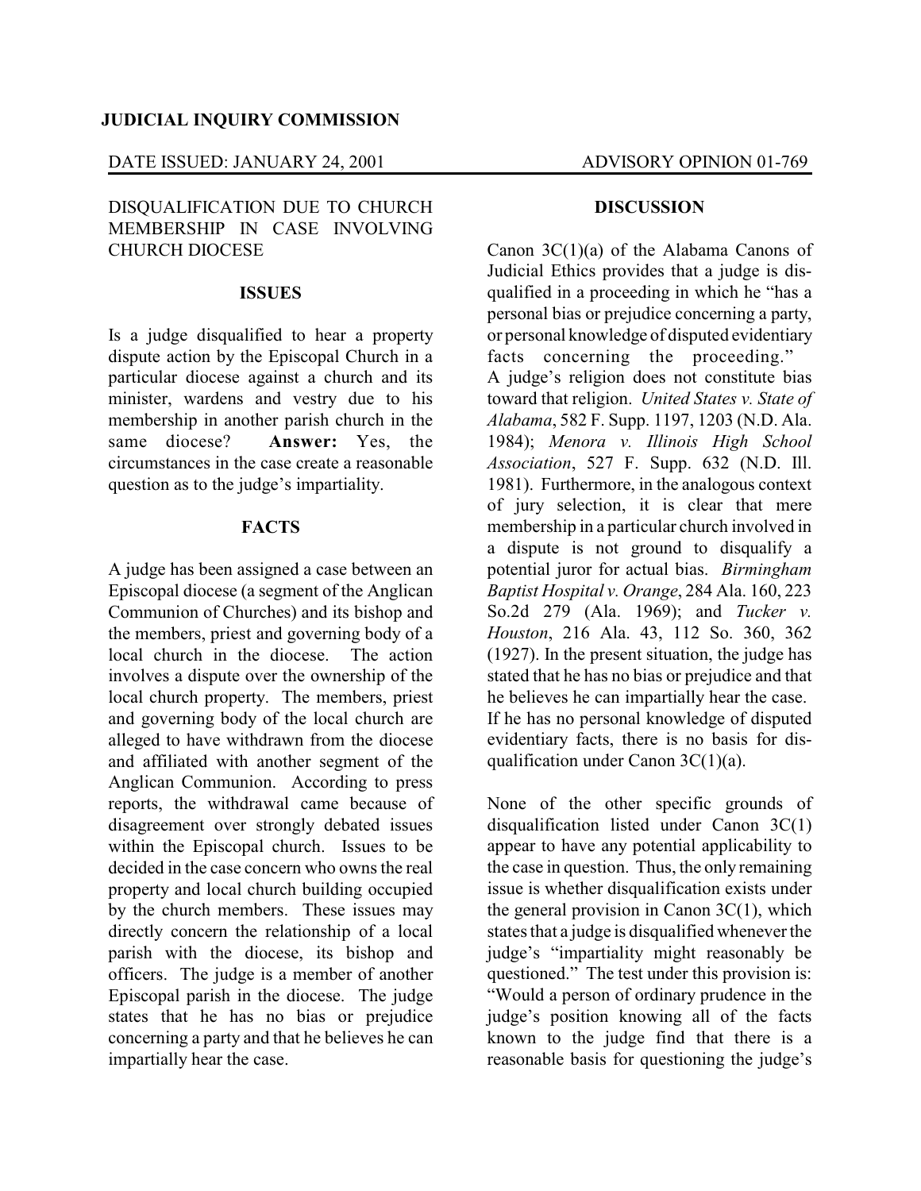**JUDICIAL INQUIRY COMMISSION**

DATE ISSUED: JANUARY 24, 2001 ADVISORY OPINION 01-769

DISQUALIFICATION DUE TO CHURCH MEMBERSHIP IN CASE INVOLVING CHURCH DIOCESE

## ISSUES

Is a judge disqualified to hear a property dispute action by the Episcopal Church in a particular diocese against a church and its minister, wardens and vestry due to his membership in another parish church in the same diocese? **Answer:** Yes, the circumstances in the case create a reasonable question as to the judge's impartiality.

## FACTS

A judge has been assigned a case between an Episcopal diocese (a segment of the Anglican Communion of Churches) and its bishop and the members, priest and governing body of a local church in the diocese. The action involves a dispute over the ownership of the local church property. The members, priest and governing body of the local church are alleged to have withdrawn from the diocese and affiliated with another segment of the Anglican Communion. According to press reports, the withdrawal came because of disagreement over strongly debated issues within the Episcopal church. Issues to be decided in the case concern who owns the real property and local church building occupied by the church members. These issues may directly concern the relationship of a local parish with the diocese, its bishop and officers. The judge is a member of another Episcopal parish in the diocese. The judge states that he has no bias or prejudice concerning a party and that he believes he can impartially hear the case.

## DISCUSSION

Canon 3C(1)(a) of the Alabama Canons of Judicial Ethics provides that a judge is disqualified in a proceeding in which he "has a personal bias or prejudice concerning a party, or personal knowledge of disputed evidentiary facts concerning the proceeding." A judge's religion does not constitute bias toward that religion. *United States v. State of Alabama*, 582 F. Supp. 1197, 1203 (N.D. Ala. 1984); *Menora v. Illinois High School Association*, 527 F. Supp. 632 (N.D. Ill. 1981). Furthermore, in the analogous context of jury selection, it is clear that mere membership in a particular church involved in a dispute is not ground to disqualify a potential juror for actual bias. *Birmingham Baptist Hospital v. Orange*, 284 Ala. 160, 223 So.2d 279 (Ala. 1969); and *Tucker v. Houston*, 216 Ala. 43, 112 So. 360, 362 (1927). In the present situation, the judge has stated that he has no bias or prejudice and that he believes he can impartially hear the case. If he has no personal knowledge of disputed evidentiary facts, there is no basis for disqualification under Canon 3C(1)(a).

None of the other specific grounds of disqualification listed under Canon 3C(1) appear to have any potential applicability to the case in question. Thus, the only remaining issue is whether disqualification exists under the general provision in Canon 3C(1), which states that a judge is disqualified whenever the judge's "impartiality might reasonably be questioned." The test under this provision is: "Would a person of ordinary prudence in the judge's position knowing all of the facts known to the judge find that there is a reasonable basis for questioning the judge's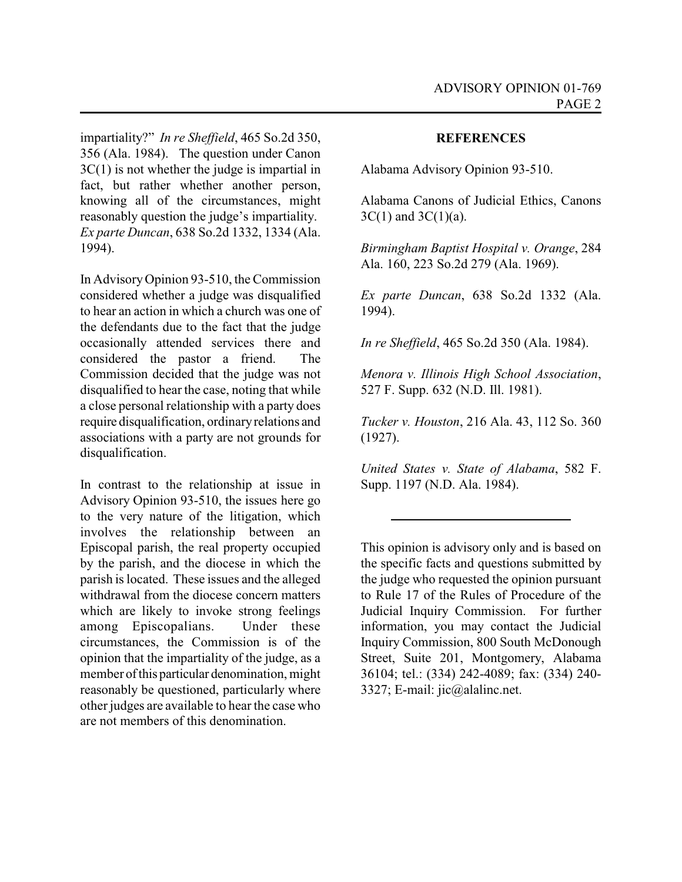impartiality?" *In re Sheffield*, 465 So.2d 350, 356 (Ala. 1984). The question under Canon 3C(1) is not whether the judge is impartial in fact, but rather whether another person, knowing all of the circumstances, might reasonably question the judge's impartiality. *Ex parte Duncan*, 638 So.2d 1332, 1334 (Ala. 1994).

In Advisory Opinion 93-510, the Commission considered whether a judge was disqualified to hear an action in which a church was one of the defendants due to the fact that the judge occasionally attended services there and considered the pastor a friend. The Commission decided that the judge was not disqualified to hear the case, noting that while a close personal relationship with a party does require disqualification, ordinary relations and associations with a party are not grounds for disqualification.

In contrast to the relationship at issue in Advisory Opinion 93-510, the issues here go to the very nature of the litigation, which involves the relationship between an Episcopal parish, the real property occupied by the parish, and the diocese in which the parish is located. These issues and the alleged withdrawal from the diocese concern matters which are likely to invoke strong feelings among Episcopalians. Under these circumstances, the Commission is of the opinion that the impartiality of the judge, as a member of this particular denomination, might reasonably be questioned, particularly where other judges are available to hear the case who are not members of this denomination.

**REFERENCES**

Alabama Advisory Opinion 93-510.

Alabama Canons of Judicial Ethics, Canons 3C(1) and 3C(1)(a).

*Birmingham Baptist Hospital v. Orange*, 284 Ala. 160, 223 So.2d 279 (Ala. 1969).

*Ex parte Duncan*, 638 So.2d 1332 (Ala. 1994).

*In re Sheffield*, 465 So.2d 350 (Ala. 1984).

*Menora v. Illinois High School Association*, 527 F. Supp. 632 (N.D. Ill. 1981).

*Tucker v. Houston*, 216 Ala. 43, 112 So. 360 (1927).

*United States v. State of Alabama*, 582 F. Supp. 1197 (N.D. Ala. 1984).

---

This opinion is advisory only and is based on the specific facts and questions submitted by the judge who requested the opinion pursuant to Rule 17 of the Rules of Procedure of the Judicial Inquiry Commission. For further information, you may contact the Judicial Inquiry Commission, 800 South McDonough Street, Suite 201, Montgomery, Alabama 36104; tel.: (334) 242-4089; fax: (334) 240-3327; E-mail: jic@alalinc.net.